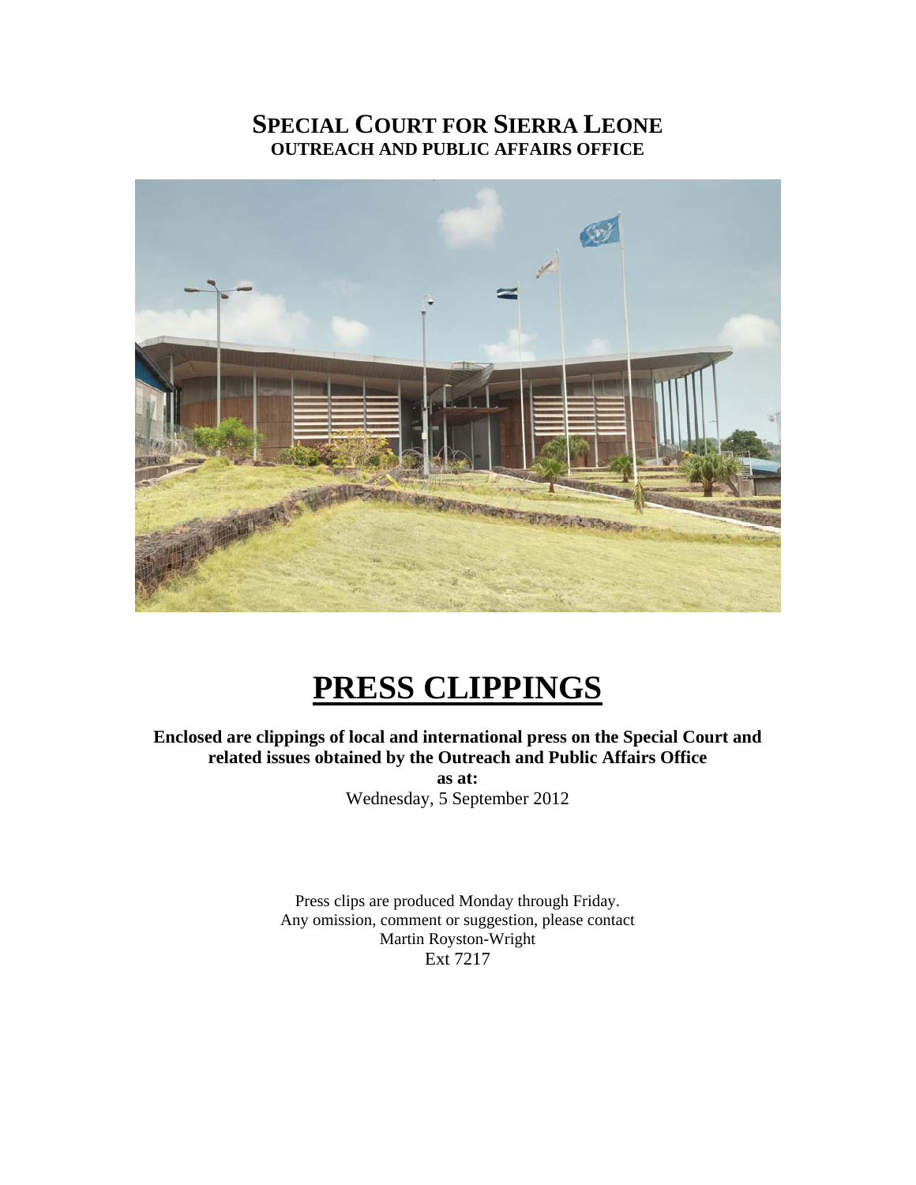# SPECIAL COURT FOR SIERRA LEONE
## OUTREACH AND PUBLIC AFFAIRS OFFICE

# PRESS CLIPPINGS

**Enclosed are clippings of local and international press on the Special Court and related issues obtained by the Outreach and Public Affairs Office**

**as at:**

Wednesday, 5 September 2012

Press clips are produced Monday through Friday.
Any omission, comment or suggestion, please contact
Martin Royston-Wright
Ext 7217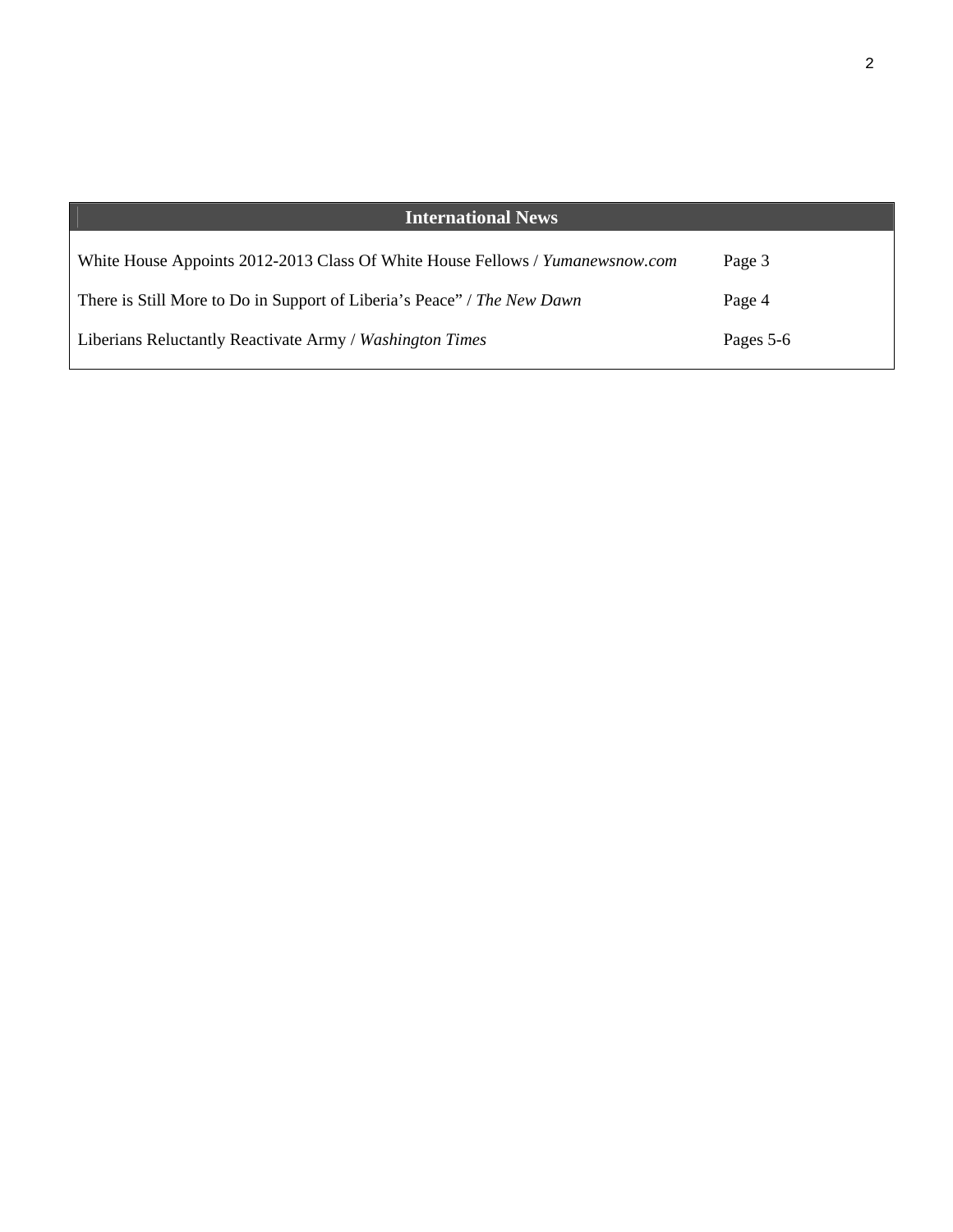| International News | |
|---|---|
| White House Appoints 2012-2013 Class Of White House Fellows / *Yumanewsnow.com* | Page 3 |
| There is Still More to Do in Support of Liberia's Peace" / *The New Dawn* | Page 4 |
| Liberians Reluctantly Reactivate Army / *Washington Times* | Pages 5-6 |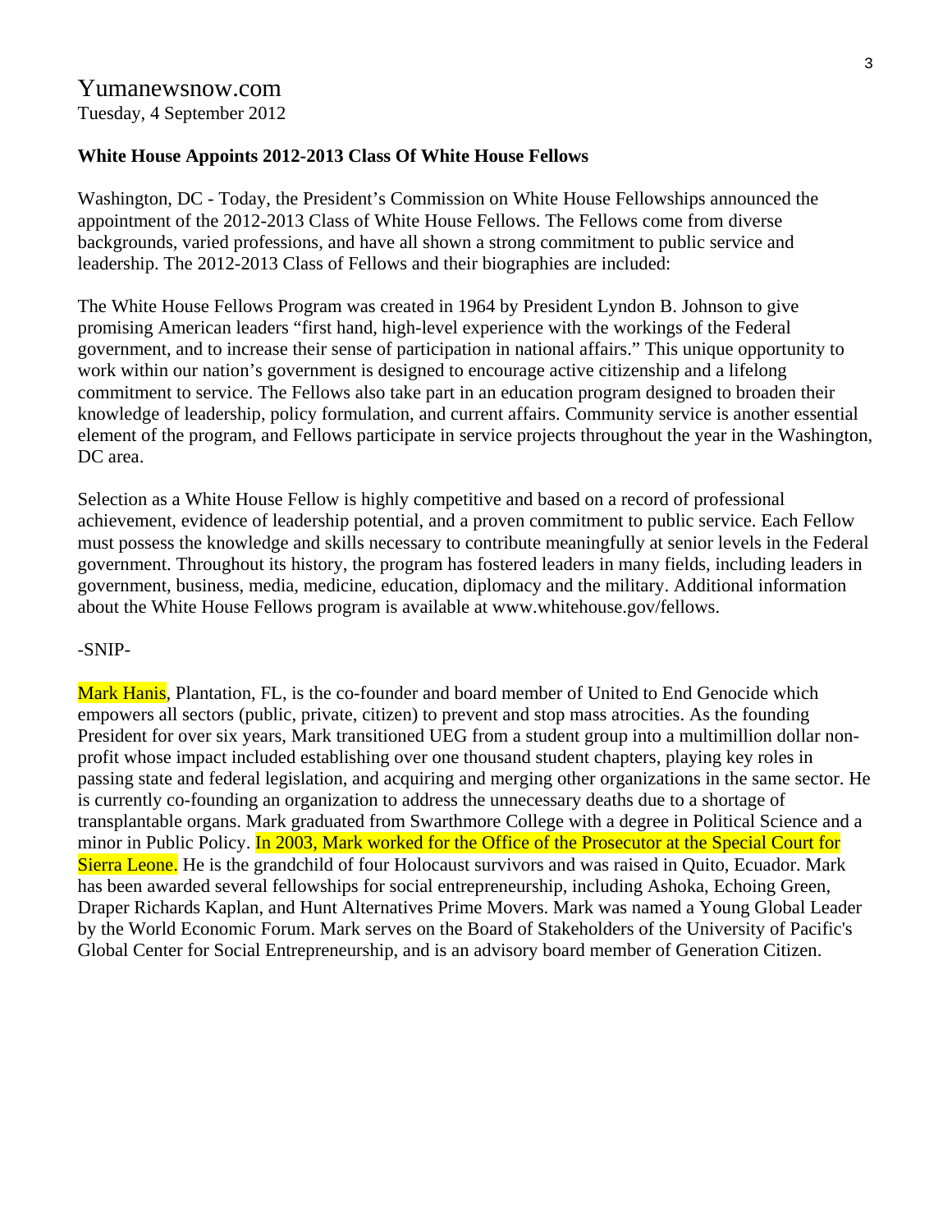Yumanewsnow.com
Tuesday, 4 September 2012

**White House Appoints 2012-2013 Class Of White House Fellows**

Washington, DC - Today, the President's Commission on White House Fellowships announced the appointment of the 2012-2013 Class of White House Fellows. The Fellows come from diverse backgrounds, varied professions, and have all shown a strong commitment to public service and leadership. The 2012-2013 Class of Fellows and their biographies are included:

The White House Fellows Program was created in 1964 by President Lyndon B. Johnson to give promising American leaders "first hand, high-level experience with the workings of the Federal government, and to increase their sense of participation in national affairs." This unique opportunity to work within our nation's government is designed to encourage active citizenship and a lifelong commitment to service. The Fellows also take part in an education program designed to broaden their knowledge of leadership, policy formulation, and current affairs. Community service is another essential element of the program, and Fellows participate in service projects throughout the year in the Washington, DC area.

Selection as a White House Fellow is highly competitive and based on a record of professional achievement, evidence of leadership potential, and a proven commitment to public service. Each Fellow must possess the knowledge and skills necessary to contribute meaningfully at senior levels in the Federal government. Throughout its history, the program has fostered leaders in many fields, including leaders in government, business, media, medicine, education, diplomacy and the military. Additional information about the White House Fellows program is available at www.whitehouse.gov/fellows.

-SNIP-

Mark Hanis, Plantation, FL, is the co-founder and board member of United to End Genocide which empowers all sectors (public, private, citizen) to prevent and stop mass atrocities. As the founding President for over six years, Mark transitioned UEG from a student group into a multimillion dollar non-profit whose impact included establishing over one thousand student chapters, playing key roles in passing state and federal legislation, and acquiring and merging other organizations in the same sector. He is currently co-founding an organization to address the unnecessary deaths due to a shortage of transplantable organs. Mark graduated from Swarthmore College with a degree in Political Science and a minor in Public Policy. In 2003, Mark worked for the Office of the Prosecutor at the Special Court for Sierra Leone. He is the grandchild of four Holocaust survivors and was raised in Quito, Ecuador. Mark has been awarded several fellowships for social entrepreneurship, including Ashoka, Echoing Green, Draper Richards Kaplan, and Hunt Alternatives Prime Movers. Mark was named a Young Global Leader by the World Economic Forum. Mark serves on the Board of Stakeholders of the University of Pacific's Global Center for Social Entrepreneurship, and is an advisory board member of Generation Citizen.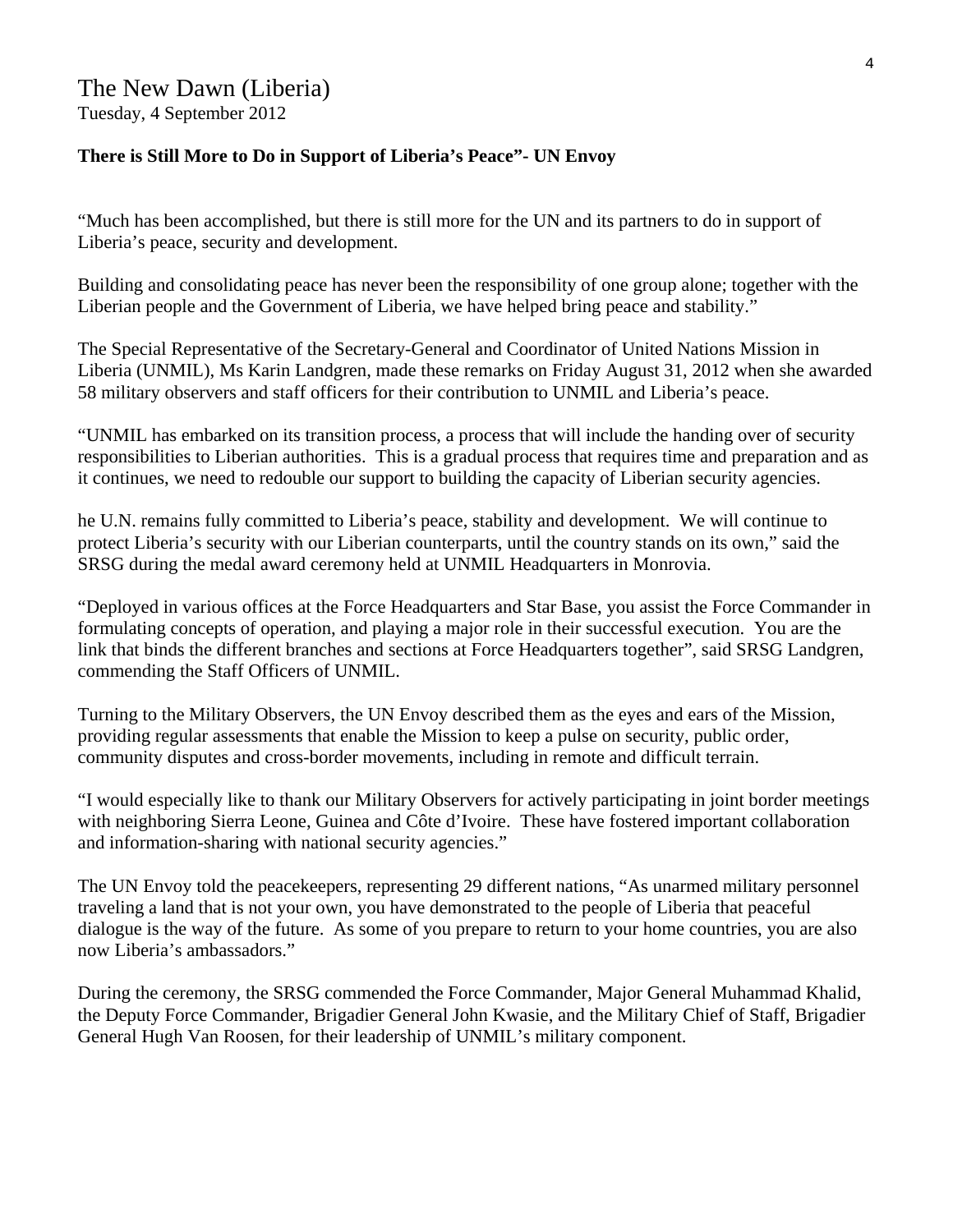# The New Dawn (Liberia)

Tuesday, 4 September 2012

**There is Still More to Do in Support of Liberia's Peace"- UN Envoy**

"Much has been accomplished, but there is still more for the UN and its partners to do in support of Liberia's peace, security and development.

Building and consolidating peace has never been the responsibility of one group alone; together with the Liberian people and the Government of Liberia, we have helped bring peace and stability."

The Special Representative of the Secretary-General and Coordinator of United Nations Mission in Liberia (UNMIL), Ms Karin Landgren, made these remarks on Friday August 31, 2012 when she awarded 58 military observers and staff officers for their contribution to UNMIL and Liberia's peace.

"UNMIL has embarked on its transition process, a process that will include the handing over of security responsibilities to Liberian authorities. This is a gradual process that requires time and preparation and as it continues, we need to redouble our support to building the capacity of Liberian security agencies.

he U.N. remains fully committed to Liberia's peace, stability and development. We will continue to protect Liberia's security with our Liberian counterparts, until the country stands on its own," said the SRSG during the medal award ceremony held at UNMIL Headquarters in Monrovia.

"Deployed in various offices at the Force Headquarters and Star Base, you assist the Force Commander in formulating concepts of operation, and playing a major role in their successful execution. You are the link that binds the different branches and sections at Force Headquarters together", said SRSG Landgren, commending the Staff Officers of UNMIL.

Turning to the Military Observers, the UN Envoy described them as the eyes and ears of the Mission, providing regular assessments that enable the Mission to keep a pulse on security, public order, community disputes and cross-border movements, including in remote and difficult terrain.

"I would especially like to thank our Military Observers for actively participating in joint border meetings with neighboring Sierra Leone, Guinea and Côte d'Ivoire. These have fostered important collaboration and information-sharing with national security agencies."

The UN Envoy told the peacekeepers, representing 29 different nations, "As unarmed military personnel traveling a land that is not your own, you have demonstrated to the people of Liberia that peaceful dialogue is the way of the future. As some of you prepare to return to your home countries, you are also now Liberia's ambassadors."

During the ceremony, the SRSG commended the Force Commander, Major General Muhammad Khalid, the Deputy Force Commander, Brigadier General John Kwasie, and the Military Chief of Staff, Brigadier General Hugh Van Roosen, for their leadership of UNMIL's military component.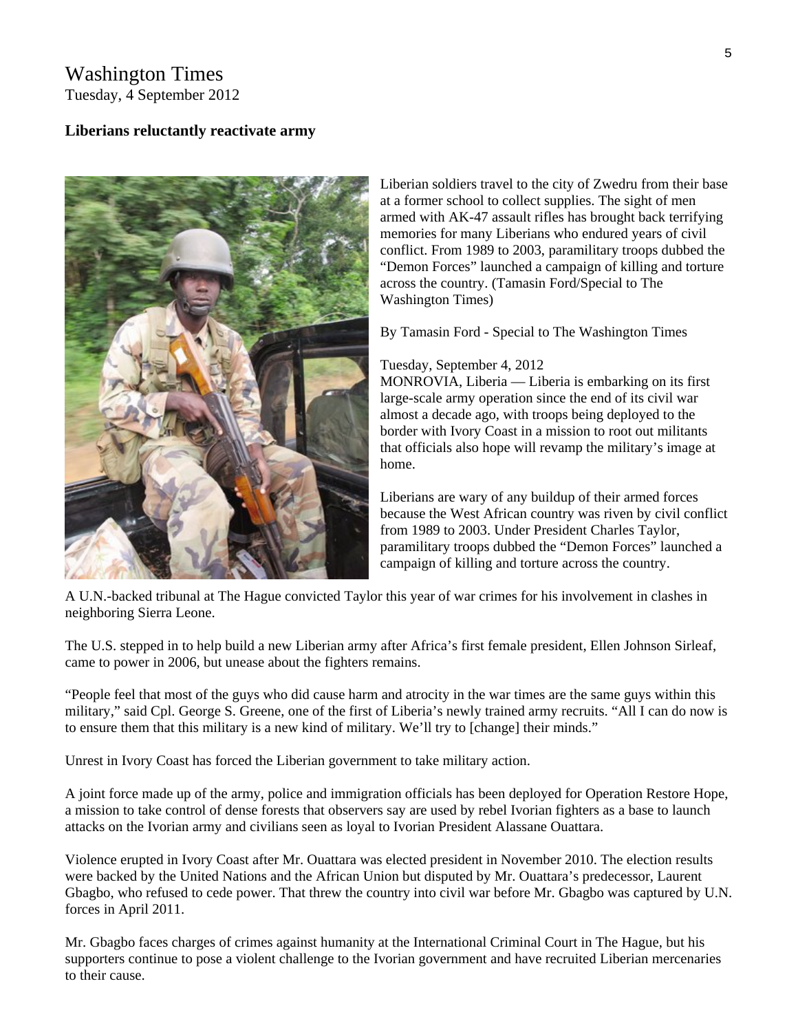# Washington Times

Tuesday, 4 September 2012

**Liberians reluctantly reactivate army**

Liberian soldiers travel to the city of Zwedru from their base at a former school to collect supplies. The sight of men armed with AK-47 assault rifles has brought back terrifying memories for many Liberians who endured years of civil conflict. From 1989 to 2003, paramilitary troops dubbed the "Demon Forces" launched a campaign of killing and torture across the country. (Tamasin Ford/Special to The Washington Times)

By Tamasin Ford - Special to The Washington Times

Tuesday, September 4, 2012

MONROVIA, Liberia — Liberia is embarking on its first large-scale army operation since the end of its civil war almost a decade ago, with troops being deployed to the border with Ivory Coast in a mission to root out militants that officials also hope will revamp the military's image at home.

Liberians are wary of any buildup of their armed forces because the West African country was riven by civil conflict from 1989 to 2003. Under President Charles Taylor, paramilitary troops dubbed the "Demon Forces" launched a campaign of killing and torture across the country.

A U.N.-backed tribunal at The Hague convicted Taylor this year of war crimes for his involvement in clashes in neighboring Sierra Leone.

The U.S. stepped in to help build a new Liberian army after Africa's first female president, Ellen Johnson Sirleaf, came to power in 2006, but unease about the fighters remains.

"People feel that most of the guys who did cause harm and atrocity in the war times are the same guys within this military," said Cpl. George S. Greene, one of the first of Liberia's newly trained army recruits. "All I can do now is to ensure them that this military is a new kind of military. We'll try to [change] their minds."

Unrest in Ivory Coast has forced the Liberian government to take military action.

A joint force made up of the army, police and immigration officials has been deployed for Operation Restore Hope, a mission to take control of dense forests that observers say are used by rebel Ivorian fighters as a base to launch attacks on the Ivorian army and civilians seen as loyal to Ivorian President Alassane Ouattara.

Violence erupted in Ivory Coast after Mr. Ouattara was elected president in November 2010. The election results were backed by the United Nations and the African Union but disputed by Mr. Ouattara's predecessor, Laurent Gbagbo, who refused to cede power. That threw the country into civil war before Mr. Gbagbo was captured by U.N. forces in April 2011.

Mr. Gbagbo faces charges of crimes against humanity at the International Criminal Court in The Hague, but his supporters continue to pose a violent challenge to the Ivorian government and have recruited Liberian mercenaries to their cause.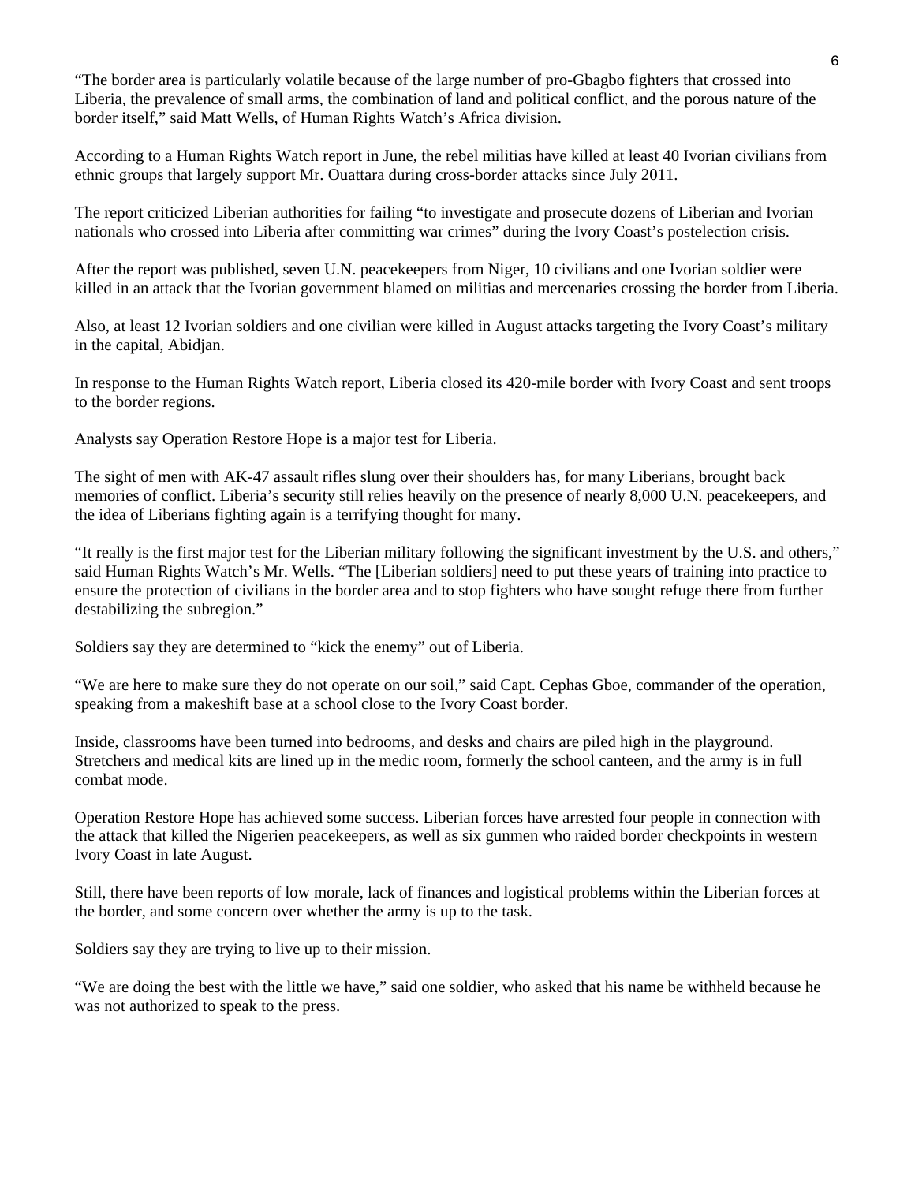"The border area is particularly volatile because of the large number of pro-Gbagbo fighters that crossed into Liberia, the prevalence of small arms, the combination of land and political conflict, and the porous nature of the border itself," said Matt Wells, of Human Rights Watch's Africa division.

According to a Human Rights Watch report in June, the rebel militias have killed at least 40 Ivorian civilians from ethnic groups that largely support Mr. Ouattara during cross-border attacks since July 2011.

The report criticized Liberian authorities for failing "to investigate and prosecute dozens of Liberian and Ivorian nationals who crossed into Liberia after committing war crimes" during the Ivory Coast's postelection crisis.

After the report was published, seven U.N. peacekeepers from Niger, 10 civilians and one Ivorian soldier were killed in an attack that the Ivorian government blamed on militias and mercenaries crossing the border from Liberia.

Also, at least 12 Ivorian soldiers and one civilian were killed in August attacks targeting the Ivory Coast's military in the capital, Abidjan.

In response to the Human Rights Watch report, Liberia closed its 420-mile border with Ivory Coast and sent troops to the border regions.

Analysts say Operation Restore Hope is a major test for Liberia.

The sight of men with AK-47 assault rifles slung over their shoulders has, for many Liberians, brought back memories of conflict. Liberia's security still relies heavily on the presence of nearly 8,000 U.N. peacekeepers, and the idea of Liberians fighting again is a terrifying thought for many.

"It really is the first major test for the Liberian military following the significant investment by the U.S. and others," said Human Rights Watch's Mr. Wells. "The [Liberian soldiers] need to put these years of training into practice to ensure the protection of civilians in the border area and to stop fighters who have sought refuge there from further destabilizing the subregion."

Soldiers say they are determined to "kick the enemy" out of Liberia.

"We are here to make sure they do not operate on our soil," said Capt. Cephas Gboe, commander of the operation, speaking from a makeshift base at a school close to the Ivory Coast border.

Inside, classrooms have been turned into bedrooms, and desks and chairs are piled high in the playground. Stretchers and medical kits are lined up in the medic room, formerly the school canteen, and the army is in full combat mode.

Operation Restore Hope has achieved some success. Liberian forces have arrested four people in connection with the attack that killed the Nigerien peacekeepers, as well as six gunmen who raided border checkpoints in western Ivory Coast in late August.

Still, there have been reports of low morale, lack of finances and logistical problems within the Liberian forces at the border, and some concern over whether the army is up to the task.

Soldiers say they are trying to live up to their mission.

"We are doing the best with the little we have," said one soldier, who asked that his name be withheld because he was not authorized to speak to the press.